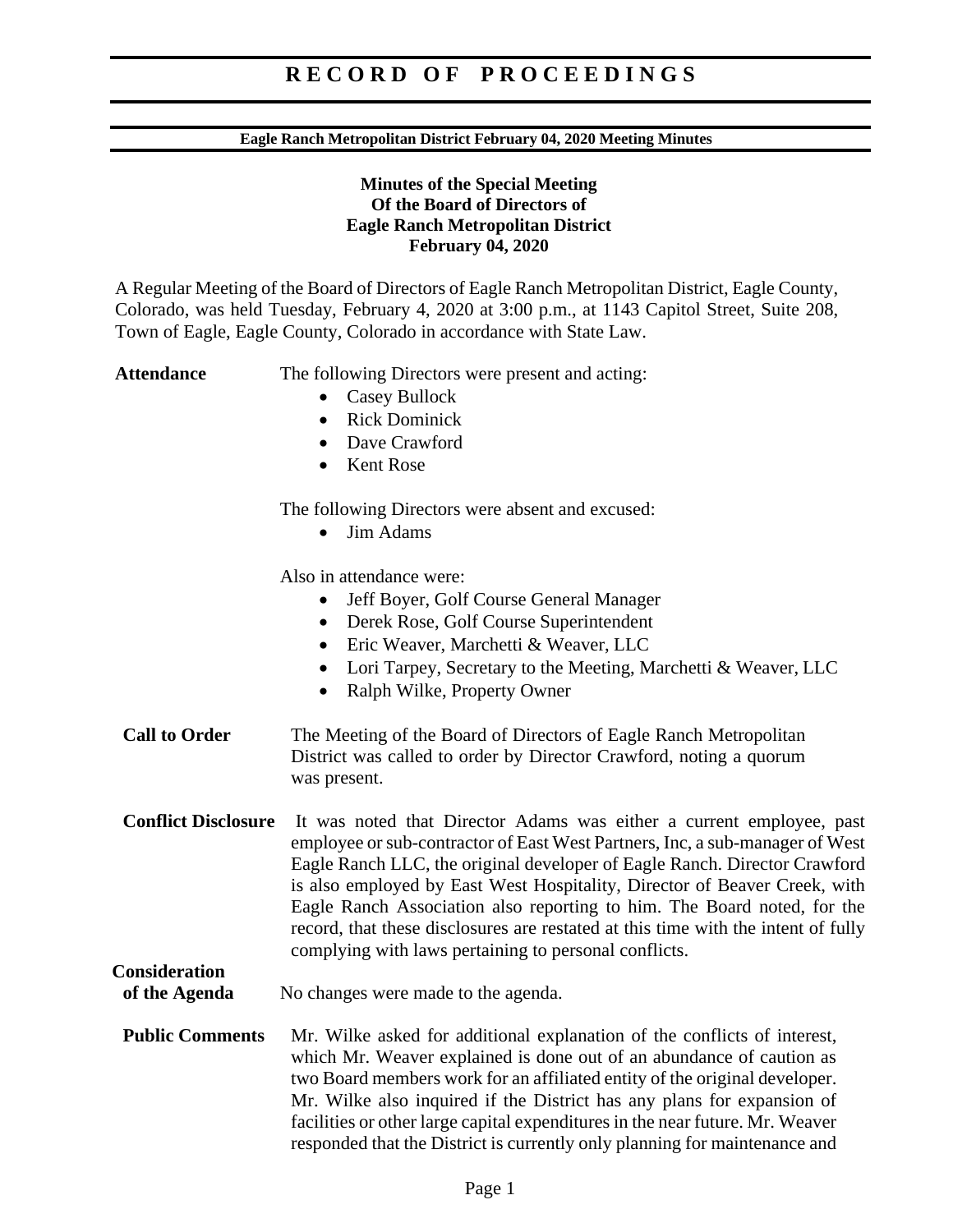# RECORD OF PROCEEDINGS

**Eagle Ranch Metropolitan District February 04, 2020 Meeting Minutes**

**Minutes of the Special Meeting**
**Of the Board of Directors of**
**Eagle Ranch Metropolitan District**
**February 04, 2020**

A Regular Meeting of the Board of Directors of Eagle Ranch Metropolitan District, Eagle County, Colorado, was held Tuesday, February 4, 2020 at 3:00 p.m., at 1143 Capitol Street, Suite 208, Town of Eagle, Eagle County, Colorado in accordance with State Law.

**Attendance**

The following Directors were present and acting:

- Casey Bullock
- Rick Dominick
- Dave Crawford
- Kent Rose

The following Directors were absent and excused:

- Jim Adams

Also in attendance were:

- Jeff Boyer, Golf Course General Manager
- Derek Rose, Golf Course Superintendent
- Eric Weaver, Marchetti & Weaver, LLC
- Lori Tarpey, Secretary to the Meeting, Marchetti & Weaver, LLC
- Ralph Wilke, Property Owner

**Call to Order**

The Meeting of the Board of Directors of Eagle Ranch Metropolitan District was called to order by Director Crawford, noting a quorum was present.

**Conflict Disclosure**

It was noted that Director Adams was either a current employee, past employee or sub-contractor of East West Partners, Inc, a sub-manager of West Eagle Ranch LLC, the original developer of Eagle Ranch. Director Crawford is also employed by East West Hospitality, Director of Beaver Creek, with Eagle Ranch Association also reporting to him. The Board noted, for the record, that these disclosures are restated at this time with the intent of fully complying with laws pertaining to personal conflicts.

**Consideration of the Agenda**

No changes were made to the agenda.

**Public Comments**

Mr. Wilke asked for additional explanation of the conflicts of interest, which Mr. Weaver explained is done out of an abundance of caution as two Board members work for an affiliated entity of the original developer. Mr. Wilke also inquired if the District has any plans for expansion of facilities or other large capital expenditures in the near future. Mr. Weaver responded that the District is currently only planning for maintenance and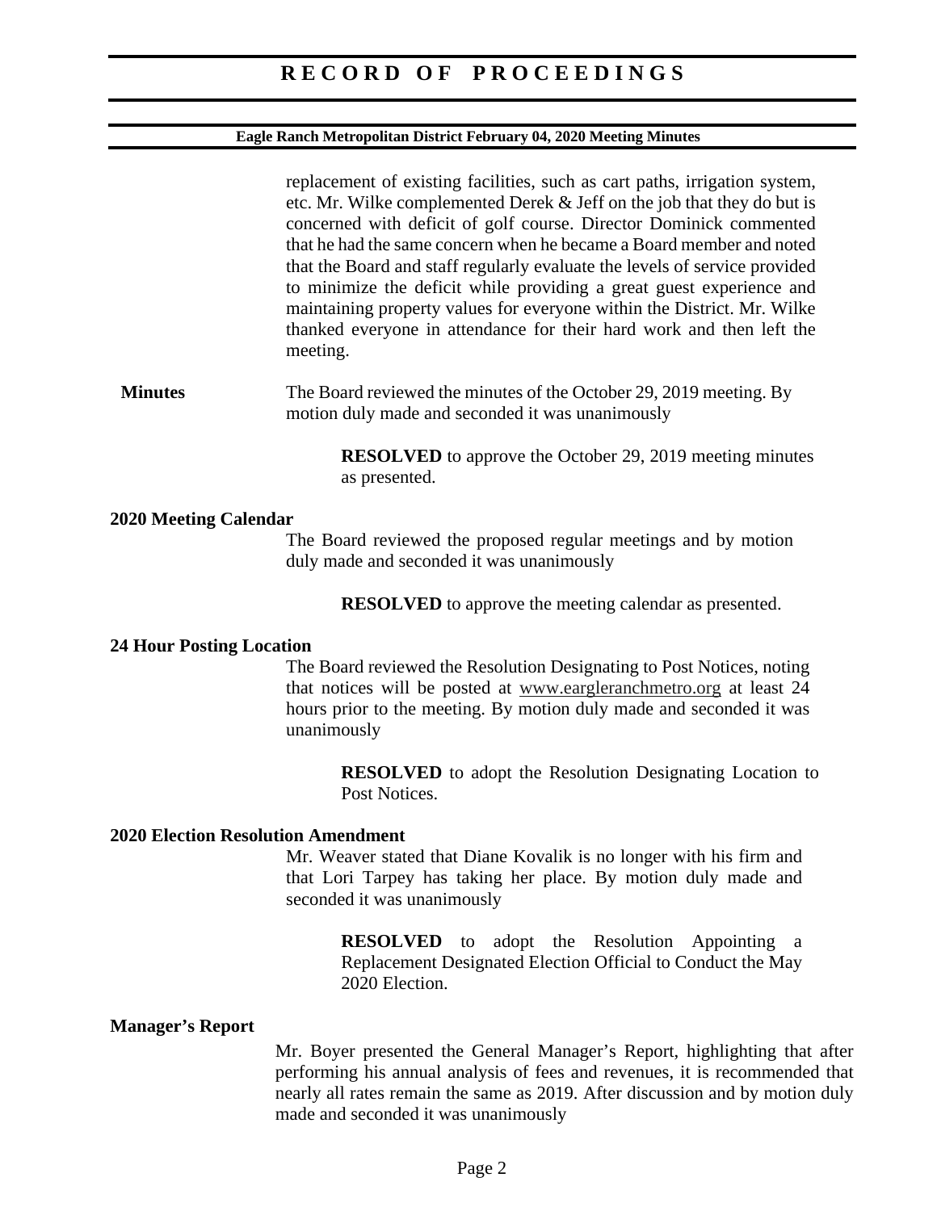replacement of existing facilities, such as cart paths, irrigation system, etc. Mr. Wilke complemented Derek & Jeff on the job that they do but is concerned with deficit of golf course. Director Dominick commented that he had the same concern when he became a Board member and noted that the Board and staff regularly evaluate the levels of service provided to minimize the deficit while providing a great guest experience and maintaining property values for everyone within the District. Mr. Wilke thanked everyone in attendance for their hard work and then left the meeting.

**Minutes**

The Board reviewed the minutes of the October 29, 2019 meeting. By motion duly made and seconded it was unanimously

> **RESOLVED** to approve the October 29, 2019 meeting minutes as presented.

**2020 Meeting Calendar**

The Board reviewed the proposed regular meetings and by motion duly made and seconded it was unanimously

> **RESOLVED** to approve the meeting calendar as presented.

**24 Hour Posting Location**

The Board reviewed the Resolution Designating to Post Notices, noting that notices will be posted at www.eargleranchmetro.org at least 24 hours prior to the meeting. By motion duly made and seconded it was unanimously

> **RESOLVED** to adopt the Resolution Designating Location to Post Notices.

**2020 Election Resolution Amendment**

Mr. Weaver stated that Diane Kovalik is no longer with his firm and that Lori Tarpey has taking her place. By motion duly made and seconded it was unanimously

> **RESOLVED** to adopt the Resolution Appointing a Replacement Designated Election Official to Conduct the May 2020 Election.

**Manager's Report**

Mr. Boyer presented the General Manager's Report, highlighting that after performing his annual analysis of fees and revenues, it is recommended that nearly all rates remain the same as 2019. After discussion and by motion duly made and seconded it was unanimously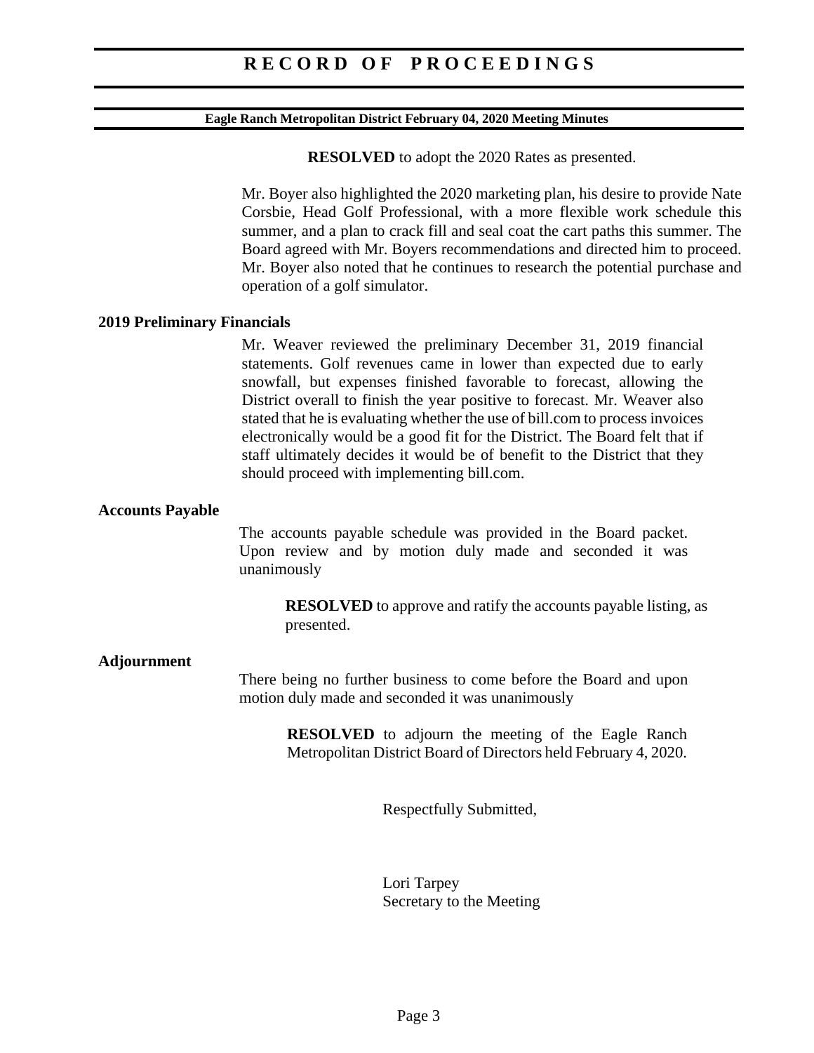**RESOLVED** to adopt the 2020 Rates as presented.

Mr. Boyer also highlighted the 2020 marketing plan, his desire to provide Nate Corsbie, Head Golf Professional, with a more flexible work schedule this summer, and a plan to crack fill and seal coat the cart paths this summer. The Board agreed with Mr. Boyers recommendations and directed him to proceed. Mr. Boyer also noted that he continues to research the potential purchase and operation of a golf simulator.

**2019 Preliminary Financials**

Mr. Weaver reviewed the preliminary December 31, 2019 financial statements. Golf revenues came in lower than expected due to early snowfall, but expenses finished favorable to forecast, allowing the District overall to finish the year positive to forecast. Mr. Weaver also stated that he is evaluating whether the use of bill.com to process invoices electronically would be a good fit for the District. The Board felt that if staff ultimately decides it would be of benefit to the District that they should proceed with implementing bill.com.

**Accounts Payable**

The accounts payable schedule was provided in the Board packet. Upon review and by motion duly made and seconded it was unanimously

**RESOLVED** to approve and ratify the accounts payable listing, as presented.

**Adjournment**

There being no further business to come before the Board and upon motion duly made and seconded it was unanimously

**RESOLVED** to adjourn the meeting of the Eagle Ranch Metropolitan District Board of Directors held February 4, 2020.

Respectfully Submitted,

Lori Tarpey
Secretary to the Meeting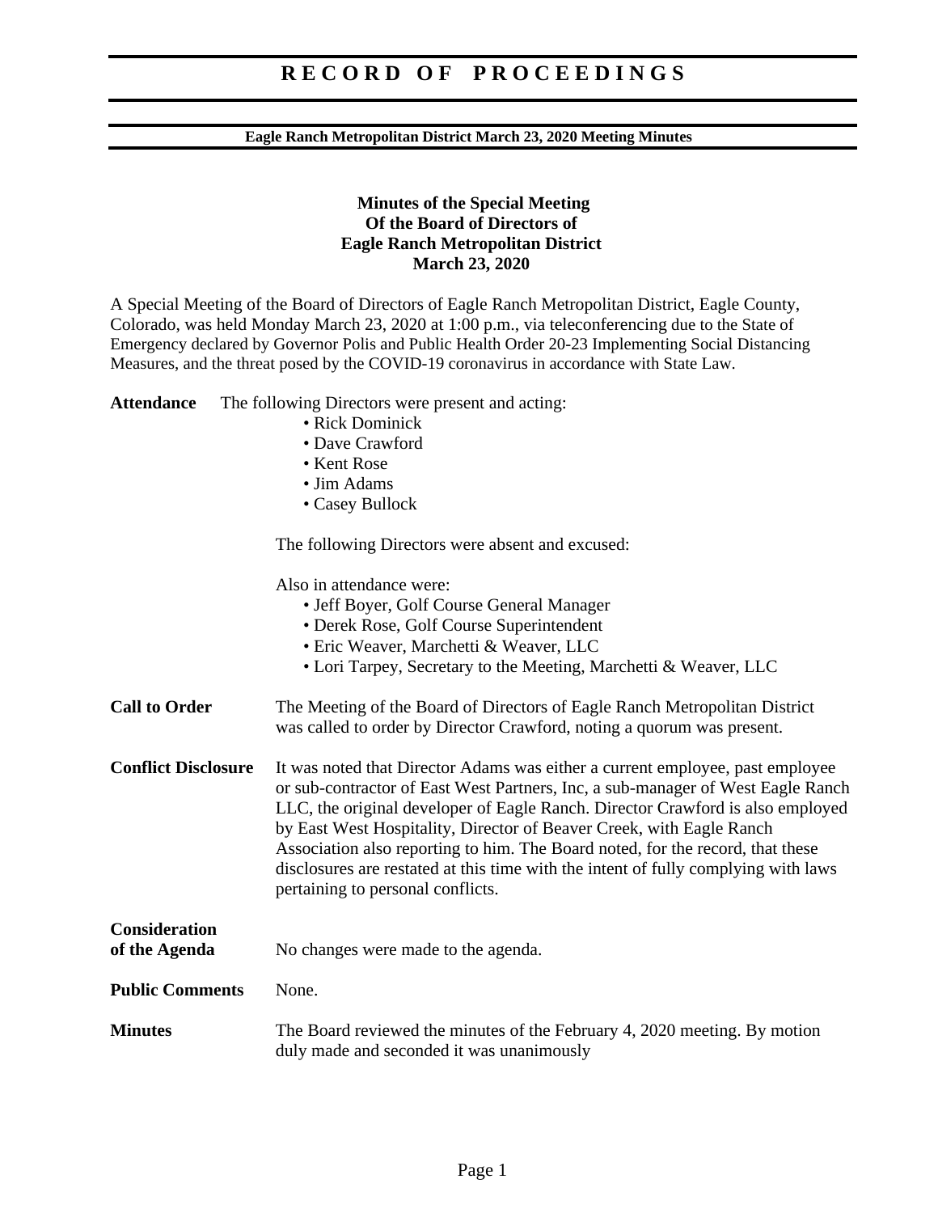# RECORD OF PROCEEDINGS

**Eagle Ranch Metropolitan District March 23, 2020 Meeting Minutes**

**Minutes of the Special Meeting**
**Of the Board of Directors of**
**Eagle Ranch Metropolitan District**
**March 23, 2020**

A Special Meeting of the Board of Directors of Eagle Ranch Metropolitan District, Eagle County, Colorado, was held Monday March 23, 2020 at 1:00 p.m., via teleconferencing due to the State of Emergency declared by Governor Polis and Public Health Order 20-23 Implementing Social Distancing Measures, and the threat posed by the COVID-19 coronavirus in accordance with State Law.

**Attendance** The following Directors were present and acting:

- Rick Dominick
- Dave Crawford
- Kent Rose
- Jim Adams
- Casey Bullock

The following Directors were absent and excused:

Also in attendance were:

- Jeff Boyer, Golf Course General Manager
- Derek Rose, Golf Course Superintendent
- Eric Weaver, Marchetti & Weaver, LLC
- Lori Tarpey, Secretary to the Meeting, Marchetti & Weaver, LLC

**Call to Order** The Meeting of the Board of Directors of Eagle Ranch Metropolitan District was called to order by Director Crawford, noting a quorum was present.

**Conflict Disclosure** It was noted that Director Adams was either a current employee, past employee or sub-contractor of East West Partners, Inc, a sub-manager of West Eagle Ranch LLC, the original developer of Eagle Ranch. Director Crawford is also employed by East West Hospitality, Director of Beaver Creek, with Eagle Ranch Association also reporting to him. The Board noted, for the record, that these disclosures are restated at this time with the intent of fully complying with laws pertaining to personal conflicts.

**Consideration of the Agenda** No changes were made to the agenda.

**Public Comments** None.

**Minutes** The Board reviewed the minutes of the February 4, 2020 meeting. By motion duly made and seconded it was unanimously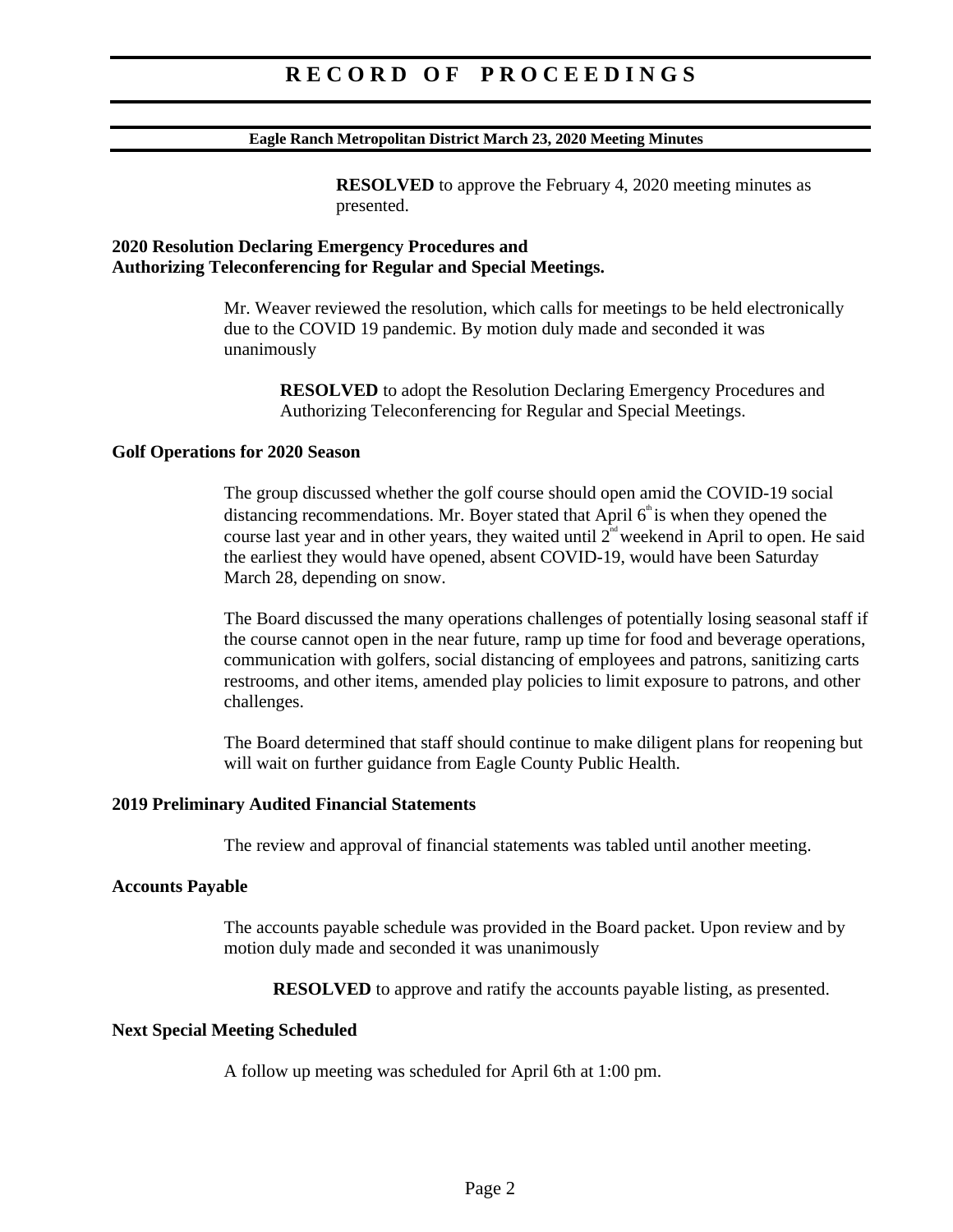**RESOLVED** to approve the February 4, 2020 meeting minutes as presented.

**2020 Resolution Declaring Emergency Procedures and Authorizing Teleconferencing for Regular and Special Meetings.**

Mr. Weaver reviewed the resolution, which calls for meetings to be held electronically due to the COVID 19 pandemic. By motion duly made and seconded it was unanimously

**RESOLVED** to adopt the Resolution Declaring Emergency Procedures and Authorizing Teleconferencing for Regular and Special Meetings.

**Golf Operations for 2020 Season**

The group discussed whether the golf course should open amid the COVID-19 social distancing recommendations. Mr. Boyer stated that April 6th is when they opened the course last year and in other years, they waited until 2nd weekend in April to open. He said the earliest they would have opened, absent COVID-19, would have been Saturday March 28, depending on snow.

The Board discussed the many operations challenges of potentially losing seasonal staff if the course cannot open in the near future, ramp up time for food and beverage operations, communication with golfers, social distancing of employees and patrons, sanitizing carts restrooms, and other items, amended play policies to limit exposure to patrons, and other challenges.

The Board determined that staff should continue to make diligent plans for reopening but will wait on further guidance from Eagle County Public Health.

**2019 Preliminary Audited Financial Statements**

The review and approval of financial statements was tabled until another meeting.

**Accounts Payable**

The accounts payable schedule was provided in the Board packet. Upon review and by motion duly made and seconded it was unanimously

**RESOLVED** to approve and ratify the accounts payable listing, as presented.

**Next Special Meeting Scheduled**

A follow up meeting was scheduled for April 6th at 1:00 pm.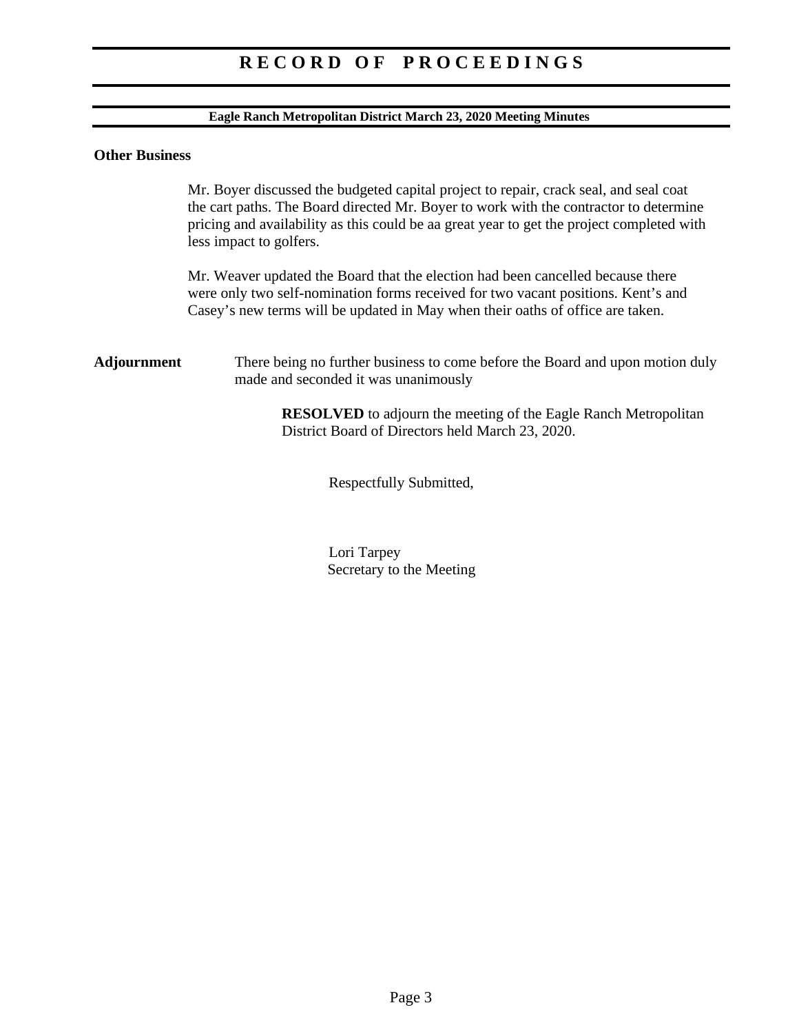# RECORD OF PROCEEDINGS

**Eagle Ranch Metropolitan District March 23, 2020 Meeting Minutes**

**Other Business**

Mr. Boyer discussed the budgeted capital project to repair, crack seal, and seal coat the cart paths. The Board directed Mr. Boyer to work with the contractor to determine pricing and availability as this could be aa great year to get the project completed with less impact to golfers.

Mr. Weaver updated the Board that the election had been cancelled because there were only two self-nomination forms received for two vacant positions. Kent's and Casey's new terms will be updated in May when their oaths of office are taken.

**Adjournment**

There being no further business to come before the Board and upon motion duly made and seconded it was unanimously

**RESOLVED** to adjourn the meeting of the Eagle Ranch Metropolitan District Board of Directors held March 23, 2020.

Respectfully Submitted,

Lori Tarpey
Secretary to the Meeting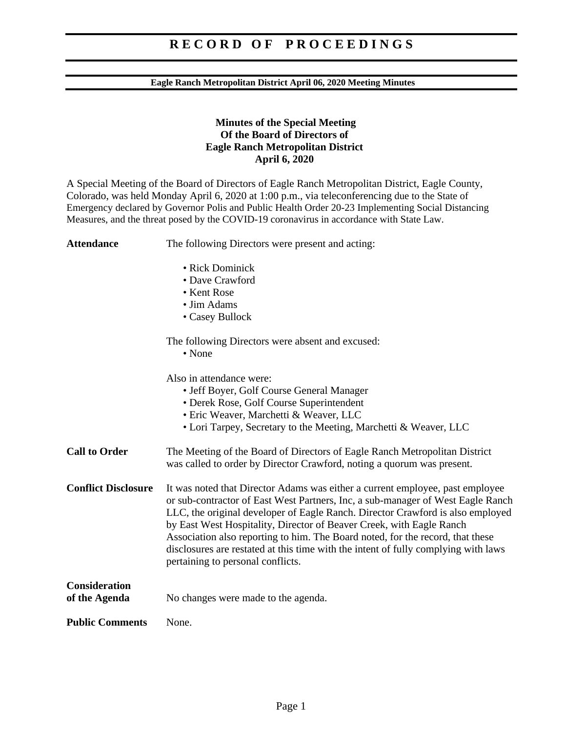# RECORD OF PROCEEDINGS

**Eagle Ranch Metropolitan District April 06, 2020 Meeting Minutes**

**Minutes of the Special Meeting**
**Of the Board of Directors of**
**Eagle Ranch Metropolitan District**
**April 6, 2020**

A Special Meeting of the Board of Directors of Eagle Ranch Metropolitan District, Eagle County, Colorado, was held Monday April 6, 2020 at 1:00 p.m., via teleconferencing due to the State of Emergency declared by Governor Polis and Public Health Order 20-23 Implementing Social Distancing Measures, and the threat posed by the COVID-19 coronavirus in accordance with State Law.

**Attendance** The following Directors were present and acting:

- Rick Dominick
- Dave Crawford
- Kent Rose
- Jim Adams
- Casey Bullock

The following Directors were absent and excused:

- None

Also in attendance were:

- Jeff Boyer, Golf Course General Manager
- Derek Rose, Golf Course Superintendent
- Eric Weaver, Marchetti & Weaver, LLC
- Lori Tarpey, Secretary to the Meeting, Marchetti & Weaver, LLC

**Call to Order** The Meeting of the Board of Directors of Eagle Ranch Metropolitan District was called to order by Director Crawford, noting a quorum was present.

**Conflict Disclosure** It was noted that Director Adams was either a current employee, past employee or sub-contractor of East West Partners, Inc, a sub-manager of West Eagle Ranch LLC, the original developer of Eagle Ranch. Director Crawford is also employed by East West Hospitality, Director of Beaver Creek, with Eagle Ranch Association also reporting to him. The Board noted, for the record, that these disclosures are restated at this time with the intent of fully complying with laws pertaining to personal conflicts.

**Consideration of the Agenda** No changes were made to the agenda.

**Public Comments** None.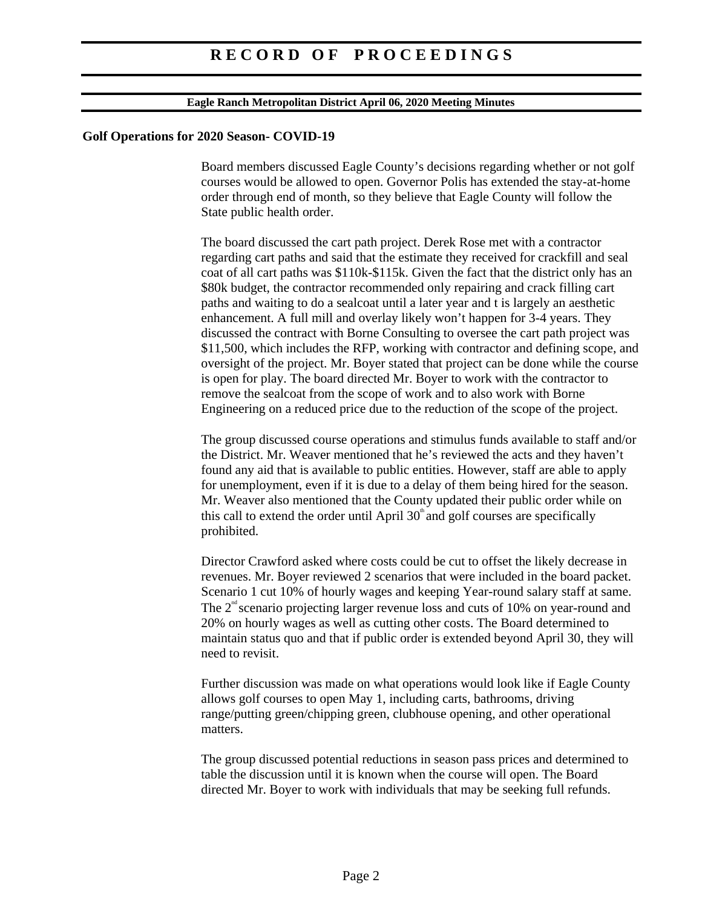# RECORD OF PROCEEDINGS

**Eagle Ranch Metropolitan District April 06, 2020 Meeting Minutes**

**Golf Operations for 2020 Season- COVID-19**

Board members discussed Eagle County's decisions regarding whether or not golf courses would be allowed to open. Governor Polis has extended the stay-at-home order through end of month, so they believe that Eagle County will follow the State public health order.

The board discussed the cart path project. Derek Rose met with a contractor regarding cart paths and said that the estimate they received for crackfill and seal coat of all cart paths was $110k-$115k. Given the fact that the district only has an $80k budget, the contractor recommended only repairing and crack filling cart paths and waiting to do a sealcoat until a later year and t is largely an aesthetic enhancement. A full mill and overlay likely won't happen for 3-4 years. They discussed the contract with Borne Consulting to oversee the cart path project was $11,500, which includes the RFP, working with contractor and defining scope, and oversight of the project. Mr. Boyer stated that project can be done while the course is open for play. The board directed Mr. Boyer to work with the contractor to remove the sealcoat from the scope of work and to also work with Borne Engineering on a reduced price due to the reduction of the scope of the project.

The group discussed course operations and stimulus funds available to staff and/or the District. Mr. Weaver mentioned that he's reviewed the acts and they haven't found any aid that is available to public entities. However, staff are able to apply for unemployment, even if it is due to a delay of them being hired for the season. Mr. Weaver also mentioned that the County updated their public order while on this call to extend the order until April 30th and golf courses are specifically prohibited.

Director Crawford asked where costs could be cut to offset the likely decrease in revenues. Mr. Boyer reviewed 2 scenarios that were included in the board packet. Scenario 1 cut 10% of hourly wages and keeping Year-round salary staff at same. The 2nd scenario projecting larger revenue loss and cuts of 10% on year-round and 20% on hourly wages as well as cutting other costs. The Board determined to maintain status quo and that if public order is extended beyond April 30, they will need to revisit.

Further discussion was made on what operations would look like if Eagle County allows golf courses to open May 1, including carts, bathrooms, driving range/putting green/chipping green, clubhouse opening, and other operational matters.

The group discussed potential reductions in season pass prices and determined to table the discussion until it is known when the course will open. The Board directed Mr. Boyer to work with individuals that may be seeking full refunds.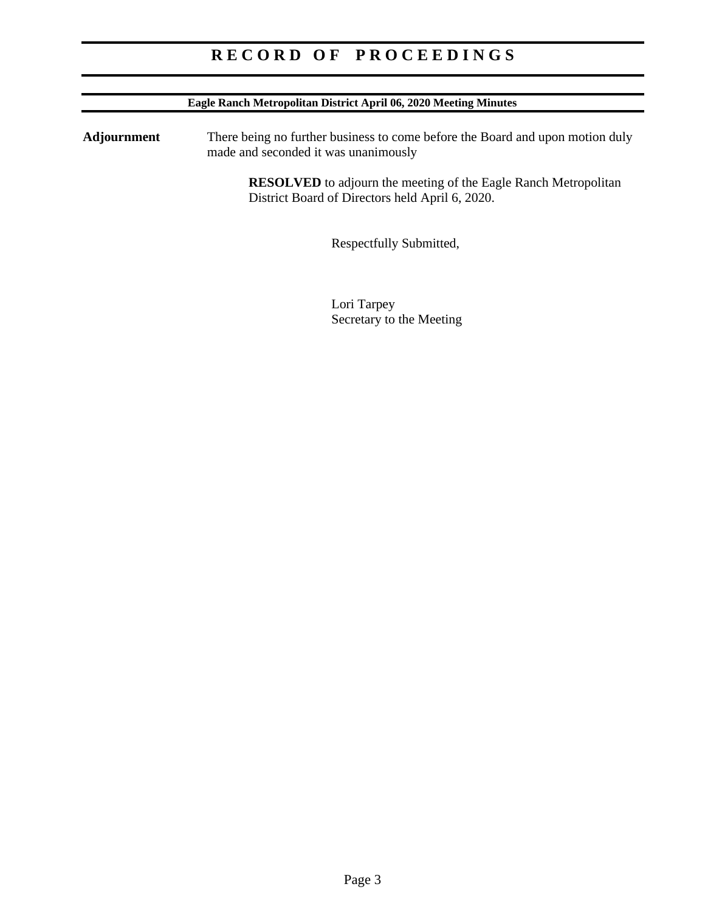**Adjournment**

There being no further business to come before the Board and upon motion duly made and seconded it was unanimously

> **RESOLVED** to adjourn the meeting of the Eagle Ranch Metropolitan District Board of Directors held April 6, 2020.

Respectfully Submitted,

Lori Tarpey
Secretary to the Meeting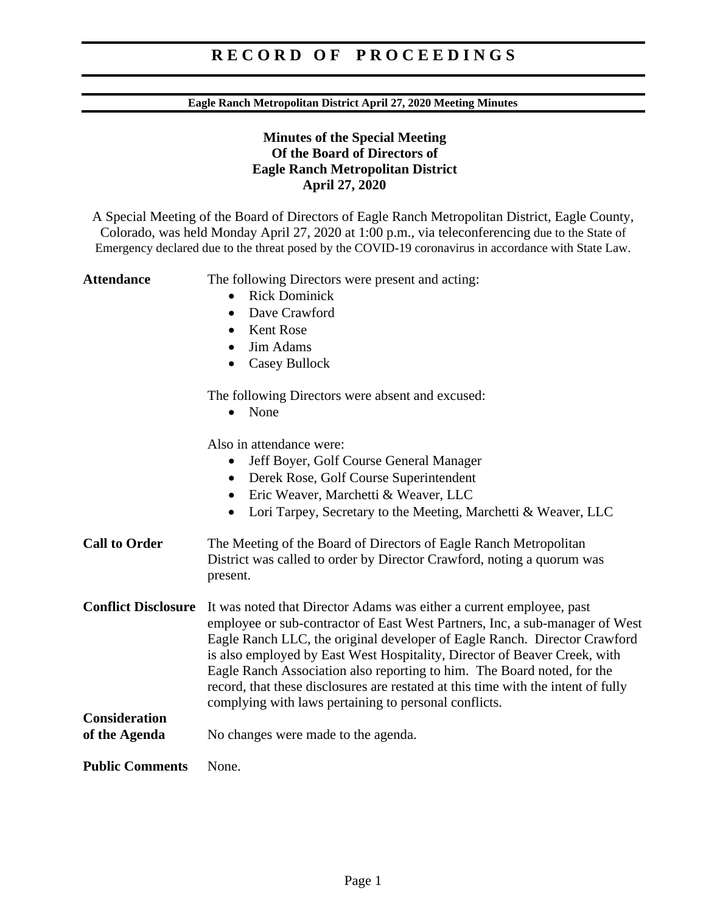# R E C O R D  O F  P R O C E E D I N G S

**Eagle Ranch Metropolitan District April 27, 2020 Meeting Minutes**

**Minutes of the Special Meeting**
**Of the Board of Directors of**
**Eagle Ranch Metropolitan District**
**April 27, 2020**

A Special Meeting of the Board of Directors of Eagle Ranch Metropolitan District, Eagle County, Colorado, was held Monday April 27, 2020 at 1:00 p.m., via teleconferencing due to the State of Emergency declared due to the threat posed by the COVID-19 coronavirus in accordance with State Law.

**Attendance**

The following Directors were present and acting:

- Rick Dominick
- Dave Crawford
- Kent Rose
- Jim Adams
- Casey Bullock

The following Directors were absent and excused:

- None

Also in attendance were:

- Jeff Boyer, Golf Course General Manager
- Derek Rose, Golf Course Superintendent
- Eric Weaver, Marchetti & Weaver, LLC
- Lori Tarpey, Secretary to the Meeting, Marchetti & Weaver, LLC

**Call to Order**

The Meeting of the Board of Directors of Eagle Ranch Metropolitan District was called to order by Director Crawford, noting a quorum was present.

**Conflict Disclosure**

It was noted that Director Adams was either a current employee, past employee or sub-contractor of East West Partners, Inc, a sub-manager of West Eagle Ranch LLC, the original developer of Eagle Ranch. Director Crawford is also employed by East West Hospitality, Director of Beaver Creek, with Eagle Ranch Association also reporting to him. The Board noted, for the record, that these disclosures are restated at this time with the intent of fully complying with laws pertaining to personal conflicts.

**Consideration of the Agenda**

No changes were made to the agenda.

**Public Comments**

None.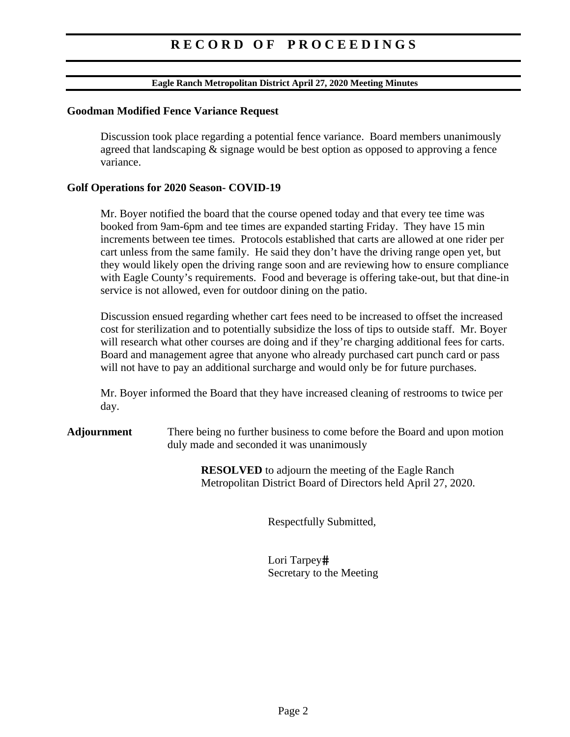# RECORD OF PROCEEDINGS

**Eagle Ranch Metropolitan District April 27, 2020 Meeting Minutes**

**Goodman Modified Fence Variance Request**

Discussion took place regarding a potential fence variance. Board members unanimously agreed that landscaping & signage would be best option as opposed to approving a fence variance.

**Golf Operations for 2020 Season- COVID-19**

Mr. Boyer notified the board that the course opened today and that every tee time was booked from 9am-6pm and tee times are expanded starting Friday. They have 15 min increments between tee times. Protocols established that carts are allowed at one rider per cart unless from the same family. He said they don't have the driving range open yet, but they would likely open the driving range soon and are reviewing how to ensure compliance with Eagle County's requirements. Food and beverage is offering take-out, but that dine-in service is not allowed, even for outdoor dining on the patio.

Discussion ensued regarding whether cart fees need to be increased to offset the increased cost for sterilization and to potentially subsidize the loss of tips to outside staff. Mr. Boyer will research what other courses are doing and if they're charging additional fees for carts. Board and management agree that anyone who already purchased cart punch card or pass will not have to pay an additional surcharge and would only be for future purchases.

Mr. Boyer informed the Board that they have increased cleaning of restrooms to twice per day.

**Adjournment** There being no further business to come before the Board and upon motion duly made and seconded it was unanimously

> **RESOLVED** to adjourn the meeting of the Eagle Ranch Metropolitan District Board of Directors held April 27, 2020.

Respectfully Submitted,

Lori Tarpey#
Secretary to the Meeting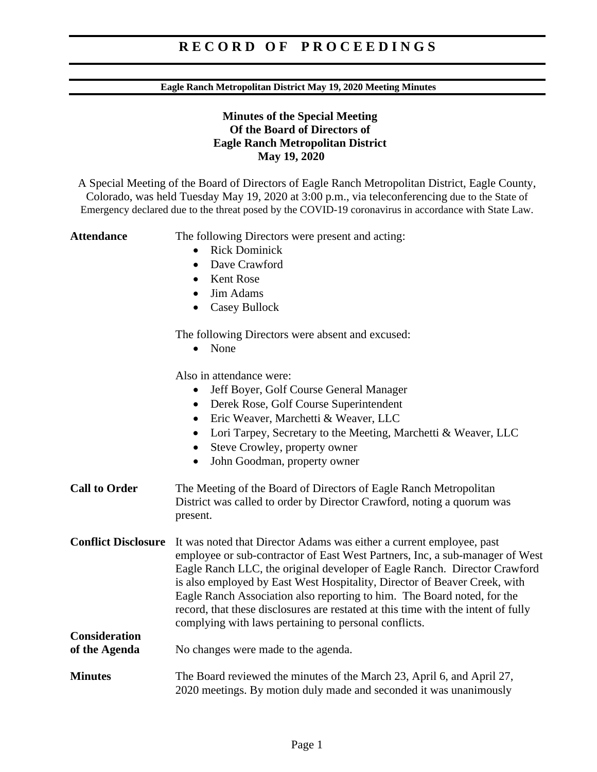# RECORD OF PROCEEDINGS

**Eagle Ranch Metropolitan District May 19, 2020 Meeting Minutes**

## Minutes of the Special Meeting Of the Board of Directors of Eagle Ranch Metropolitan District May 19, 2020

A Special Meeting of the Board of Directors of Eagle Ranch Metropolitan District, Eagle County, Colorado, was held Tuesday May 19, 2020 at 3:00 p.m., via teleconferencing due to the State of Emergency declared due to the threat posed by the COVID-19 coronavirus in accordance with State Law.

**Attendance**

The following Directors were present and acting:

- Rick Dominick
- Dave Crawford
- Kent Rose
- Jim Adams
- Casey Bullock

The following Directors were absent and excused:

- None

Also in attendance were:

- Jeff Boyer, Golf Course General Manager
- Derek Rose, Golf Course Superintendent
- Eric Weaver, Marchetti & Weaver, LLC
- Lori Tarpey, Secretary to the Meeting, Marchetti & Weaver, LLC
- Steve Crowley, property owner
- John Goodman, property owner

**Call to Order**

The Meeting of the Board of Directors of Eagle Ranch Metropolitan District was called to order by Director Crawford, noting a quorum was present.

**Conflict Disclosure**

It was noted that Director Adams was either a current employee, past employee or sub-contractor of East West Partners, Inc, a sub-manager of West Eagle Ranch LLC, the original developer of Eagle Ranch. Director Crawford is also employed by East West Hospitality, Director of Beaver Creek, with Eagle Ranch Association also reporting to him. The Board noted, for the record, that these disclosures are restated at this time with the intent of fully complying with laws pertaining to personal conflicts.

**Consideration of the Agenda**

No changes were made to the agenda.

**Minutes**

The Board reviewed the minutes of the March 23, April 6, and April 27, 2020 meetings. By motion duly made and seconded it was unanimously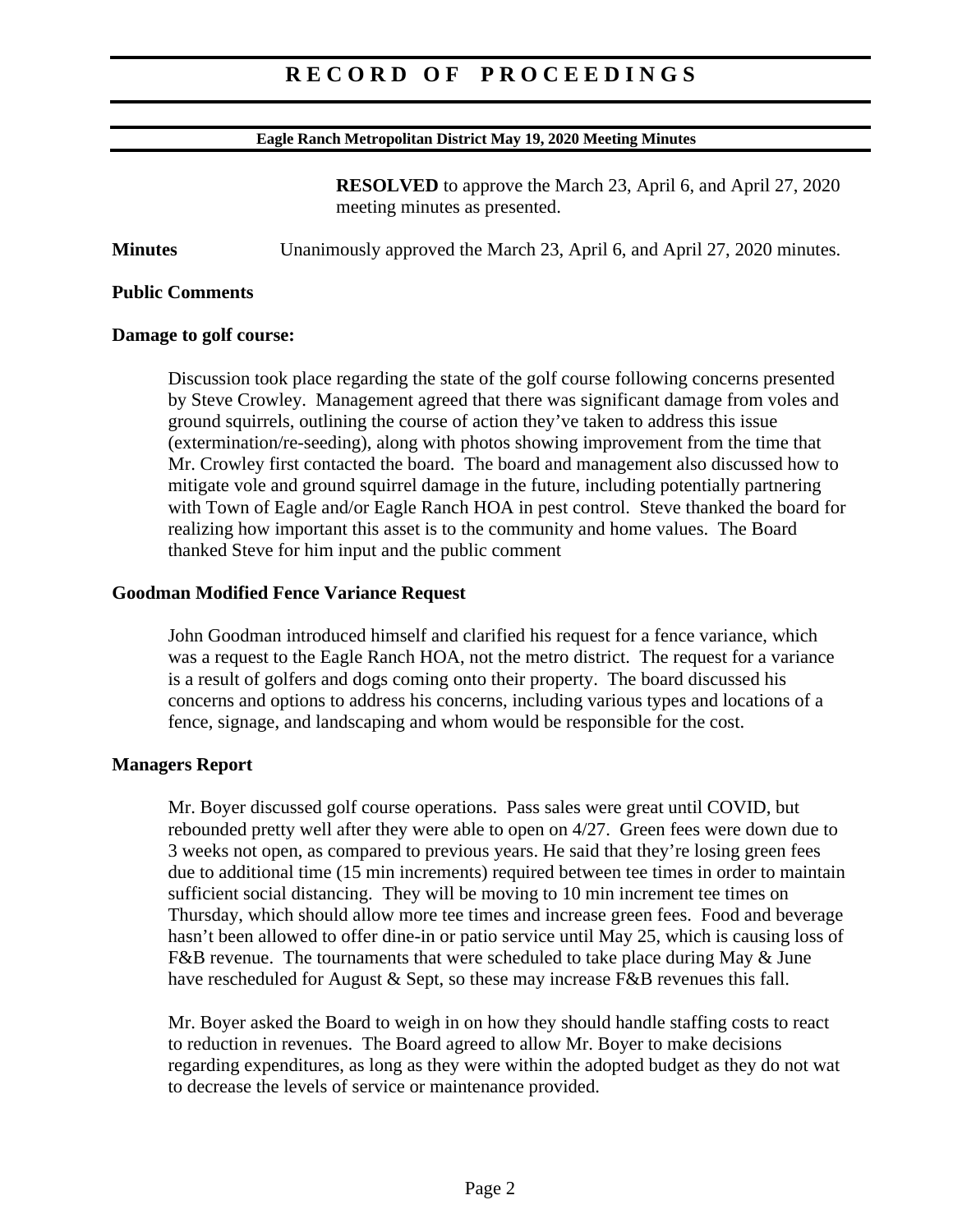**RESOLVED** to approve the March 23, April 6, and April 27, 2020 meeting minutes as presented.

**Minutes** Unanimously approved the March 23, April 6, and April 27, 2020 minutes.

**Public Comments**

**Damage to golf course:**

Discussion took place regarding the state of the golf course following concerns presented by Steve Crowley. Management agreed that there was significant damage from voles and ground squirrels, outlining the course of action they've taken to address this issue (extermination/re-seeding), along with photos showing improvement from the time that Mr. Crowley first contacted the board. The board and management also discussed how to mitigate vole and ground squirrel damage in the future, including potentially partnering with Town of Eagle and/or Eagle Ranch HOA in pest control. Steve thanked the board for realizing how important this asset is to the community and home values. The Board thanked Steve for him input and the public comment

**Goodman Modified Fence Variance Request**

John Goodman introduced himself and clarified his request for a fence variance, which was a request to the Eagle Ranch HOA, not the metro district. The request for a variance is a result of golfers and dogs coming onto their property. The board discussed his concerns and options to address his concerns, including various types and locations of a fence, signage, and landscaping and whom would be responsible for the cost.

**Managers Report**

Mr. Boyer discussed golf course operations. Pass sales were great until COVID, but rebounded pretty well after they were able to open on 4/27. Green fees were down due to 3 weeks not open, as compared to previous years. He said that they're losing green fees due to additional time (15 min increments) required between tee times in order to maintain sufficient social distancing. They will be moving to 10 min increment tee times on Thursday, which should allow more tee times and increase green fees. Food and beverage hasn't been allowed to offer dine-in or patio service until May 25, which is causing loss of F&B revenue. The tournaments that were scheduled to take place during May & June have rescheduled for August & Sept, so these may increase F&B revenues this fall.

Mr. Boyer asked the Board to weigh in on how they should handle staffing costs to react to reduction in revenues. The Board agreed to allow Mr. Boyer to make decisions regarding expenditures, as long as they were within the adopted budget as they do not wat to decrease the levels of service or maintenance provided.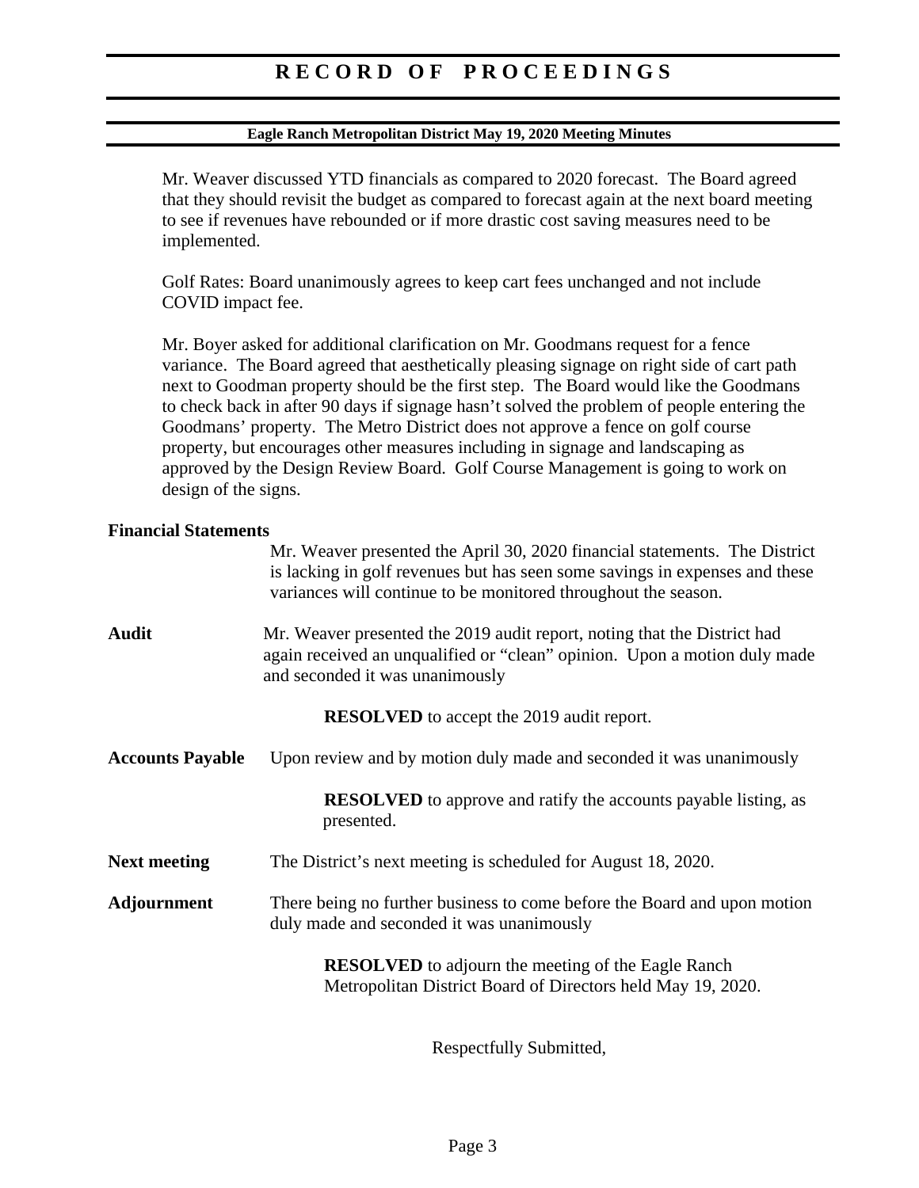Mr. Weaver discussed YTD financials as compared to 2020 forecast. The Board agreed that they should revisit the budget as compared to forecast again at the next board meeting to see if revenues have rebounded or if more drastic cost saving measures need to be implemented.

Golf Rates: Board unanimously agrees to keep cart fees unchanged and not include COVID impact fee.

Mr. Boyer asked for additional clarification on Mr. Goodmans request for a fence variance. The Board agreed that aesthetically pleasing signage on right side of cart path next to Goodman property should be the first step. The Board would like the Goodmans to check back in after 90 days if signage hasn't solved the problem of people entering the Goodmans' property. The Metro District does not approve a fence on golf course property, but encourages other measures including in signage and landscaping as approved by the Design Review Board. Golf Course Management is going to work on design of the signs.

**Financial Statements**

Mr. Weaver presented the April 30, 2020 financial statements. The District is lacking in golf revenues but has seen some savings in expenses and these variances will continue to be monitored throughout the season.

**Audit**

Mr. Weaver presented the 2019 audit report, noting that the District had again received an unqualified or "clean" opinion. Upon a motion duly made and seconded it was unanimously

**RESOLVED** to accept the 2019 audit report.

**Accounts Payable**

Upon review and by motion duly made and seconded it was unanimously

**RESOLVED** to approve and ratify the accounts payable listing, as presented.

**Next meeting**

The District's next meeting is scheduled for August 18, 2020.

**Adjournment**

There being no further business to come before the Board and upon motion duly made and seconded it was unanimously

**RESOLVED** to adjourn the meeting of the Eagle Ranch Metropolitan District Board of Directors held May 19, 2020.

Respectfully Submitted,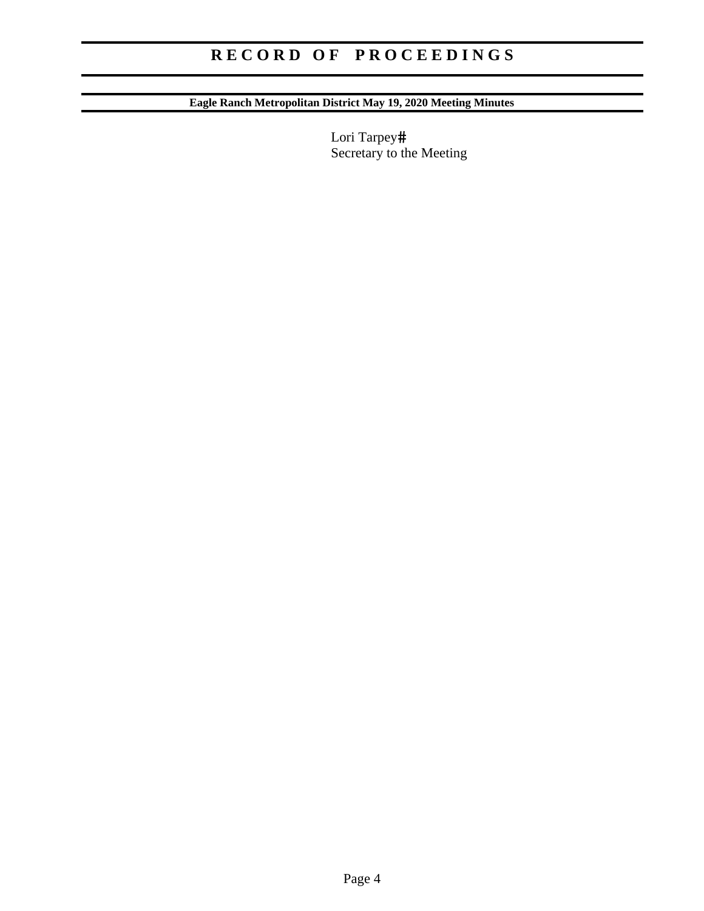Lori Tarpey#
Secretary to the Meeting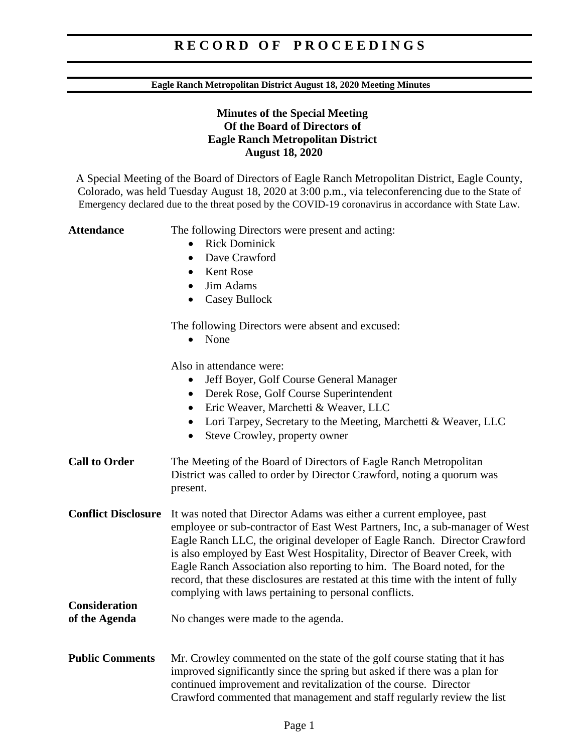# RECORD OF PROCEEDINGS

**Eagle Ranch Metropolitan District August 18, 2020 Meeting Minutes**

**Minutes of the Special Meeting**
**Of the Board of Directors of**
**Eagle Ranch Metropolitan District**
**August 18, 2020**

A Special Meeting of the Board of Directors of Eagle Ranch Metropolitan District, Eagle County, Colorado, was held Tuesday August 18, 2020 at 3:00 p.m., via teleconferencing due to the State of Emergency declared due to the threat posed by the COVID-19 coronavirus in accordance with State Law.

**Attendance**

The following Directors were present and acting:

- Rick Dominick
- Dave Crawford
- Kent Rose
- Jim Adams
- Casey Bullock

The following Directors were absent and excused:

- None

Also in attendance were:

- Jeff Boyer, Golf Course General Manager
- Derek Rose, Golf Course Superintendent
- Eric Weaver, Marchetti & Weaver, LLC
- Lori Tarpey, Secretary to the Meeting, Marchetti & Weaver, LLC
- Steve Crowley, property owner

**Call to Order**

The Meeting of the Board of Directors of Eagle Ranch Metropolitan District was called to order by Director Crawford, noting a quorum was present.

**Conflict Disclosure**

It was noted that Director Adams was either a current employee, past employee or sub-contractor of East West Partners, Inc, a sub-manager of West Eagle Ranch LLC, the original developer of Eagle Ranch. Director Crawford is also employed by East West Hospitality, Director of Beaver Creek, with Eagle Ranch Association also reporting to him. The Board noted, for the record, that these disclosures are restated at this time with the intent of fully complying with laws pertaining to personal conflicts.

**Consideration of the Agenda**

No changes were made to the agenda.

**Public Comments**

Mr. Crowley commented on the state of the golf course stating that it has improved significantly since the spring but asked if there was a plan for continued improvement and revitalization of the course. Director Crawford commented that management and staff regularly review the list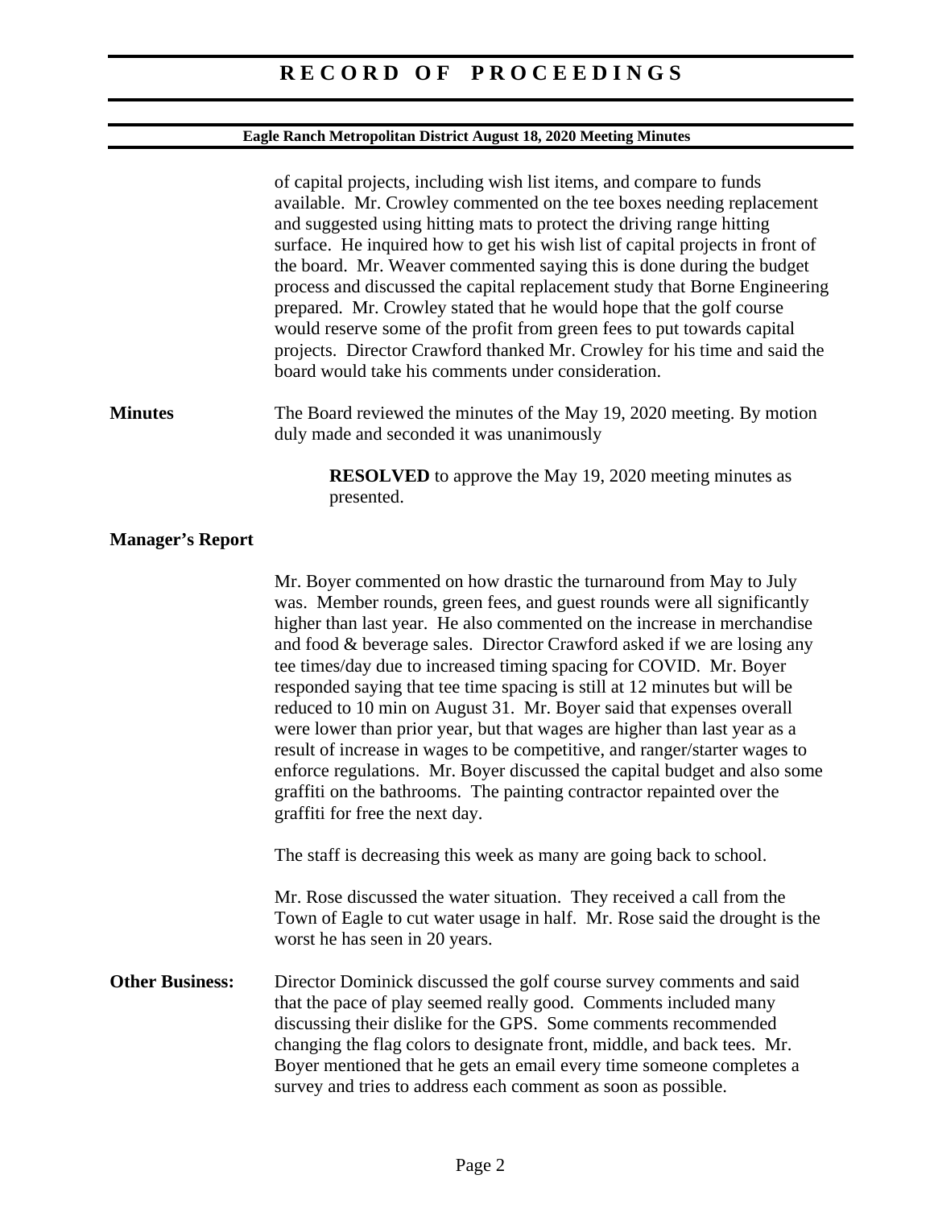of capital projects, including wish list items, and compare to funds available. Mr. Crowley commented on the tee boxes needing replacement and suggested using hitting mats to protect the driving range hitting surface. He inquired how to get his wish list of capital projects in front of the board. Mr. Weaver commented saying this is done during the budget process and discussed the capital replacement study that Borne Engineering prepared. Mr. Crowley stated that he would hope that the golf course would reserve some of the profit from green fees to put towards capital projects. Director Crawford thanked Mr. Crowley for his time and said the board would take his comments under consideration.

**Minutes**

The Board reviewed the minutes of the May 19, 2020 meeting. By motion duly made and seconded it was unanimously

> **RESOLVED** to approve the May 19, 2020 meeting minutes as presented.

**Manager's Report**

Mr. Boyer commented on how drastic the turnaround from May to July was. Member rounds, green fees, and guest rounds were all significantly higher than last year. He also commented on the increase in merchandise and food & beverage sales. Director Crawford asked if we are losing any tee times/day due to increased timing spacing for COVID. Mr. Boyer responded saying that tee time spacing is still at 12 minutes but will be reduced to 10 min on August 31. Mr. Boyer said that expenses overall were lower than prior year, but that wages are higher than last year as a result of increase in wages to be competitive, and ranger/starter wages to enforce regulations. Mr. Boyer discussed the capital budget and also some graffiti on the bathrooms. The painting contractor repainted over the graffiti for free the next day.

The staff is decreasing this week as many are going back to school.

Mr. Rose discussed the water situation. They received a call from the Town of Eagle to cut water usage in half. Mr. Rose said the drought is the worst he has seen in 20 years.

**Other Business:**

Director Dominick discussed the golf course survey comments and said that the pace of play seemed really good. Comments included many discussing their dislike for the GPS. Some comments recommended changing the flag colors to designate front, middle, and back tees. Mr. Boyer mentioned that he gets an email every time someone completes a survey and tries to address each comment as soon as possible.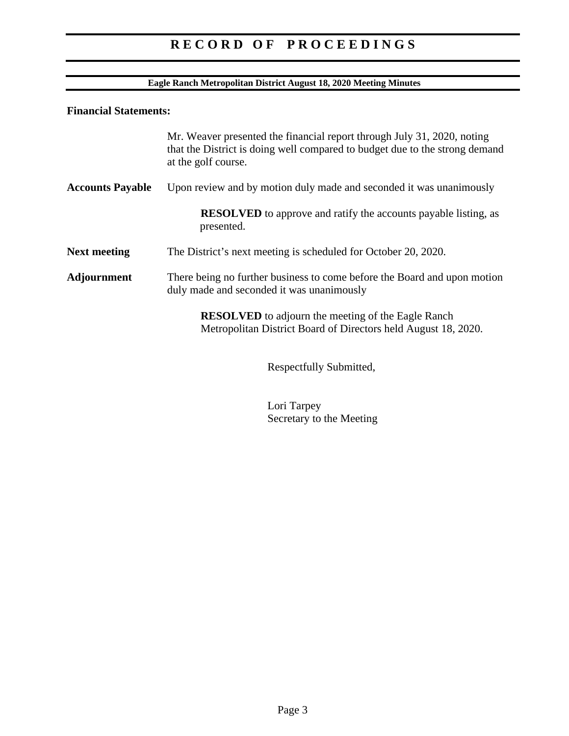# RECORD OF PROCEEDINGS

**Eagle Ranch Metropolitan District August 18, 2020 Meeting Minutes**

**Financial Statements:**

Mr. Weaver presented the financial report through July 31, 2020, noting that the District is doing well compared to budget due to the strong demand at the golf course.

**Accounts Payable** Upon review and by motion duly made and seconded it was unanimously

> **RESOLVED** to approve and ratify the accounts payable listing, as presented.

**Next meeting** The District's next meeting is scheduled for October 20, 2020.

**Adjournment** There being no further business to come before the Board and upon motion duly made and seconded it was unanimously

> **RESOLVED** to adjourn the meeting of the Eagle Ranch Metropolitan District Board of Directors held August 18, 2020.

Respectfully Submitted,

Lori Tarpey
Secretary to the Meeting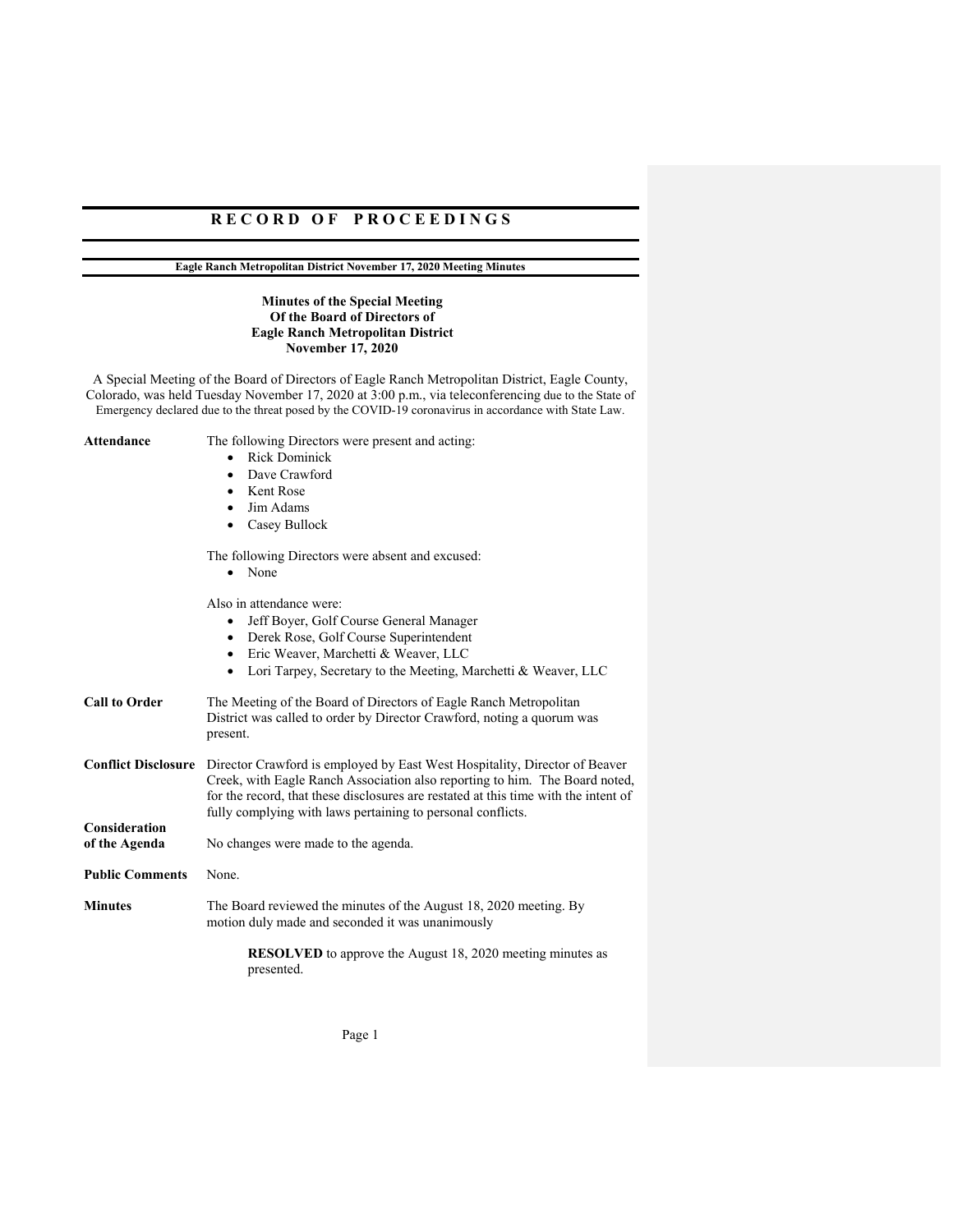# RECORD OF PROCEEDINGS

**Eagle Ranch Metropolitan District November 17, 2020 Meeting Minutes**

**Minutes of the Special Meeting**
**Of the Board of Directors of**
**Eagle Ranch Metropolitan District**
**November 17, 2020**

A Special Meeting of the Board of Directors of Eagle Ranch Metropolitan District, Eagle County, Colorado, was held Tuesday November 17, 2020 at 3:00 p.m., via teleconferencing due to the State of Emergency declared due to the threat posed by the COVID-19 coronavirus in accordance with State Law.

**Attendance**

The following Directors were present and acting:

- Rick Dominick
- Dave Crawford
- Kent Rose
- Jim Adams
- Casey Bullock

The following Directors were absent and excused:

- None

Also in attendance were:

- Jeff Boyer, Golf Course General Manager
- Derek Rose, Golf Course Superintendent
- Eric Weaver, Marchetti & Weaver, LLC
- Lori Tarpey, Secretary to the Meeting, Marchetti & Weaver, LLC

**Call to Order**

The Meeting of the Board of Directors of Eagle Ranch Metropolitan District was called to order by Director Crawford, noting a quorum was present.

**Conflict Disclosure**

Director Crawford is employed by East West Hospitality, Director of Beaver Creek, with Eagle Ranch Association also reporting to him. The Board noted, for the record, that these disclosures are restated at this time with the intent of fully complying with laws pertaining to personal conflicts.

**Consideration of the Agenda**

No changes were made to the agenda.

**Public Comments**

None.

**Minutes**

The Board reviewed the minutes of the August 18, 2020 meeting. By motion duly made and seconded it was unanimously

> **RESOLVED** to approve the August 18, 2020 meeting minutes as presented.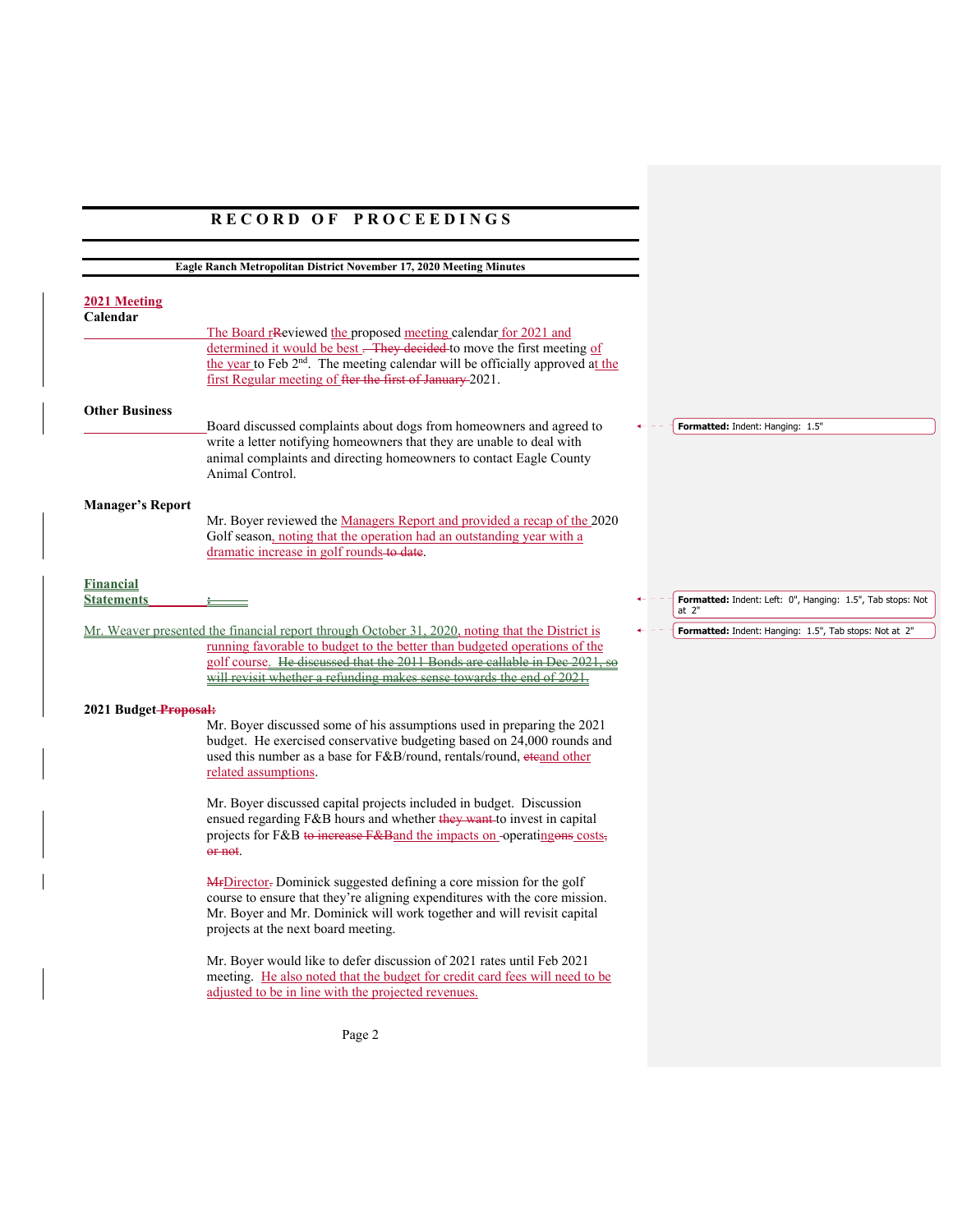**2021 Meeting Calendar**

The Board r~~R~~eviewed the proposed meeting calendar for 2021 and determined it would be best ~~. They decided~~ to move the first meeting of the year to Feb 2nd. The meeting calendar will be officially approved at the first Regular meeting of ~~fter the first of January~~ 2021.

**Other Business**

Board discussed complaints about dogs from homeowners and agreed to write a letter notifying homeowners that they are unable to deal with animal complaints and directing homeowners to contact Eagle County Animal Control.

**Manager's Report**

Mr. Boyer reviewed the Managers Report and provided a recap of the 2020 Golf season, noting that the operation had an outstanding year with a dramatic increase in golf rounds ~~to date~~.

**Financial Statements**

Mr. Weaver presented the financial report through October 31, 2020, noting that the District is running favorable to budget to the better than budgeted operations of the golf course. ~~He discussed that the 2011 Bonds are callable in Dec 2021, so will revisit whether a refunding makes sense towards the end of 2021.~~

**2021 Budget ~~Proposal:~~**

Mr. Boyer discussed some of his assumptions used in preparing the 2021 budget. He exercised conservative budgeting based on 24,000 rounds and used this number as a base for F&B/round, rentals/round, ~~etc~~and other related assumptions.

Mr. Boyer discussed capital projects included in budget. Discussion ensued regarding F&B hours and whether ~~they want~~ to invest in capital projects for F&B ~~to increase F&B~~and the impacts on operatin~~g~~ons costs~~, or not~~.

~~Mr~~Director~~.~~ Dominick suggested defining a core mission for the golf course to ensure that they're aligning expenditures with the core mission. Mr. Boyer and Mr. Dominick will work together and will revisit capital projects at the next board meeting.

Mr. Boyer would like to defer discussion of 2021 rates until Feb 2021 meeting. He also noted that the budget for credit card fees will need to be adjusted to be in line with the projected revenues.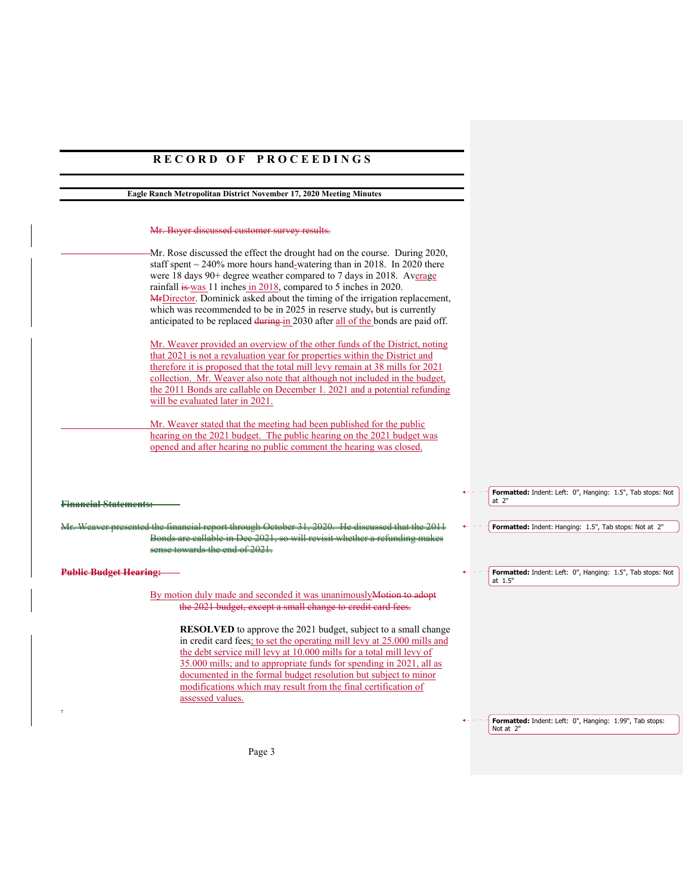~~Mr. Boyer discussed customer survey results.~~

Mr. Rose discussed the effect the drought had on the course. During 2020, staff spent ~ 240% more hours hand~~-~~watering than in 2018. In 2020 there were 18 days 90+ degree weather compared to 7 days in 2018. Average rainfall ~~is~~ was 11 inches in 2018, compared to 5 inches in 2020. ~~Mr~~Director. Dominick asked about the timing of the irrigation replacement, which was recommended to be in 2025 in reserve study~~,~~ but is currently anticipated to be replaced ~~during~~ in 2030 after all of the bonds are paid off.

Mr. Weaver provided an overview of the other funds of the District, noting that 2021 is not a revaluation year for properties within the District and therefore it is proposed that the total mill levy remain at 38 mills for 2021 collection. Mr. Weaver also note that although not included in the budget, the 2011 Bonds are callable on December 1. 2021 and a potential refunding will be evaluated later in 2021.

Mr. Weaver stated that the meeting had been published for the public hearing on the 2021 budget. The public hearing on the 2021 budget was opened and after hearing no public comment the hearing was closed.

~~**Financial Statements:**~~

~~Mr. Weaver presented the financial report through October 31, 2020. He discussed that the 2011 Bonds are callable in Dec 2021, so will revisit whether a refunding makes sense towards the end of 2021.~~

~~**Public Budget Hearing:**~~

By motion duly made and seconded it was unanimously~~Motion to adopt the 2021 budget, except a small change to credit card fees.~~

**RESOLVED** to approve the 2021 budget, subject to a small change in credit card fees; to set the operating mill levy at 25.000 mills and the debt service mill levy at 10.000 mills for a total mill levy of 35.000 mills; and to appropriate funds for spending in 2021, all as documented in the formal budget resolution but subject to minor modifications which may result from the final certification of assessed values.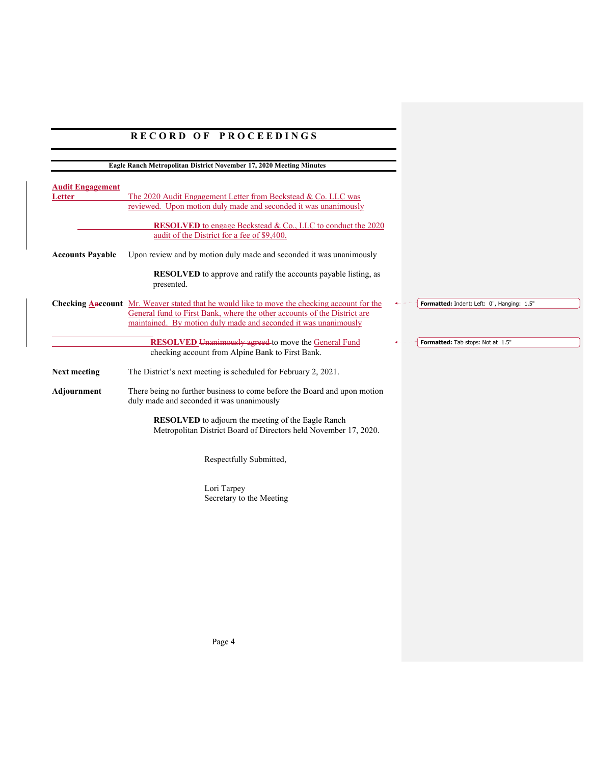# RECORD OF PROCEEDINGS

**Eagle Ranch Metropolitan District November 17, 2020 Meeting Minutes**

**Audit Engagement Letter** The 2020 Audit Engagement Letter from Beckstead & Co. LLC was reviewed. Upon motion duly made and seconded it was unanimously

> **RESOLVED** to engage Beckstead & Co., LLC to conduct the 2020 audit of the District for a fee of $9,400.

**Accounts Payable** Upon review and by motion duly made and seconded it was unanimously

> **RESOLVED** to approve and ratify the accounts payable listing, as presented.

**Checking Account** Mr. Weaver stated that he would like to move the checking account for the General fund to First Bank, where the other accounts of the District are maintained. By motion duly made and seconded it was unanimously

> **RESOLVED** ~~Unanimously agreed~~ to move the General Fund checking account from Alpine Bank to First Bank.

**Next meeting** The District's next meeting is scheduled for February 2, 2021.

**Adjournment** There being no further business to come before the Board and upon motion duly made and seconded it was unanimously

> **RESOLVED** to adjourn the meeting of the Eagle Ranch Metropolitan District Board of Directors held November 17, 2020.

Respectfully Submitted,

Lori Tarpey
Secretary to the Meeting

Formatted: Indent: Left: 0", Hanging: 1.5"

Formatted: Tab stops: Not at 1.5"